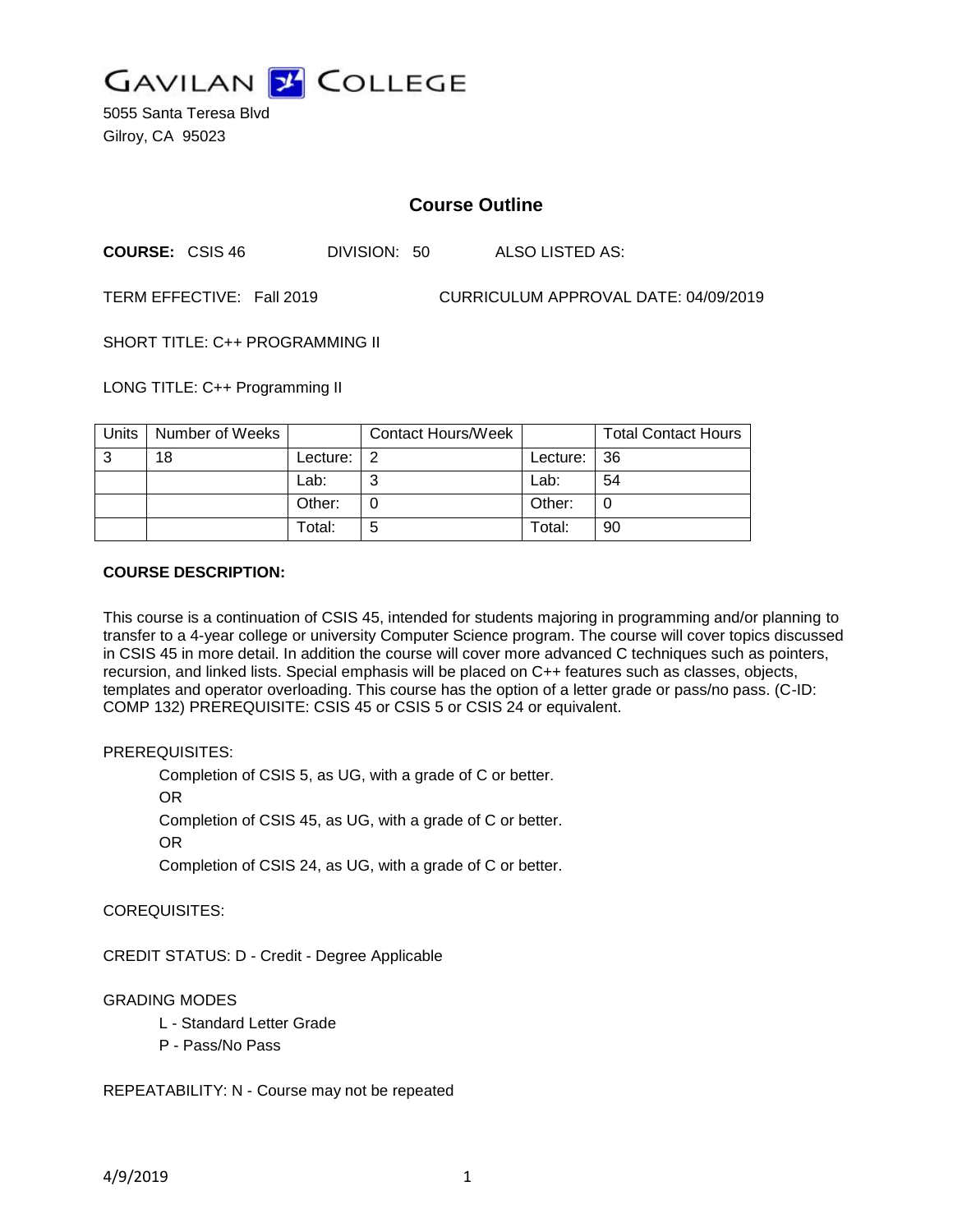GAVILAN COLLEGE

5055 Santa Teresa Blvd
Gilroy, CA 95023

# Course Outline

**COURSE:** CSIS 46 DIVISION: 50 ALSO LISTED AS:

TERM EFFECTIVE: Fall 2019 CURRICULUM APPROVAL DATE: 04/09/2019

SHORT TITLE: C++ PROGRAMMING II

LONG TITLE: C++ Programming II

| Units | Number of Weeks | | Contact Hours/Week | | Total Contact Hours |
|---|---|---|---|---|---|
| 3 | 18 | Lecture: | 2 | Lecture: | 36 |
| | | Lab: | 3 | Lab: | 54 |
| | | Other: | 0 | Other: | 0 |
| | | Total: | 5 | Total: | 90 |

**COURSE DESCRIPTION:**

This course is a continuation of CSIS 45, intended for students majoring in programming and/or planning to transfer to a 4-year college or university Computer Science program. The course will cover topics discussed in CSIS 45 in more detail. In addition the course will cover more advanced C techniques such as pointers, recursion, and linked lists. Special emphasis will be placed on C++ features such as classes, objects, templates and operator overloading. This course has the option of a letter grade or pass/no pass. (C-ID: COMP 132) PREREQUISITE: CSIS 45 or CSIS 5 or CSIS 24 or equivalent.

PREREQUISITES:

Completion of CSIS 5, as UG, with a grade of C or better.

OR

Completion of CSIS 45, as UG, with a grade of C or better.

OR

Completion of CSIS 24, as UG, with a grade of C or better.

COREQUISITES:

CREDIT STATUS: D - Credit - Degree Applicable

GRADING MODES

L - Standard Letter Grade

P - Pass/No Pass

REPEATABILITY: N - Course may not be repeated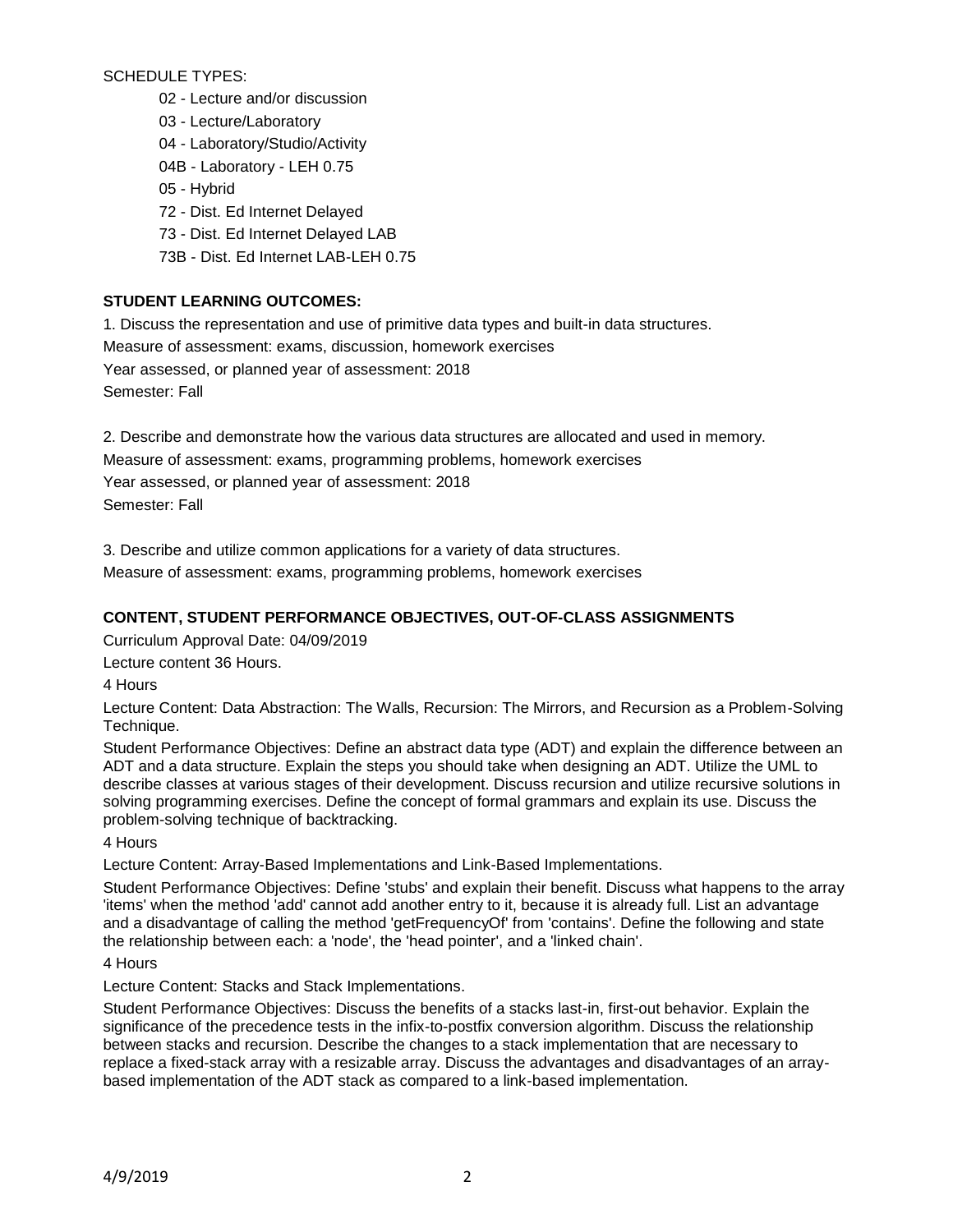SCHEDULE TYPES:

- 02 - Lecture and/or discussion
- 03 - Lecture/Laboratory
- 04 - Laboratory/Studio/Activity
- 04B - Laboratory - LEH 0.75
- 05 - Hybrid
- 72 - Dist. Ed Internet Delayed
- 73 - Dist. Ed Internet Delayed LAB
- 73B - Dist. Ed Internet LAB-LEH 0.75

**STUDENT LEARNING OUTCOMES:**

1. Discuss the representation and use of primitive data types and built-in data structures.
Measure of assessment: exams, discussion, homework exercises
Year assessed, or planned year of assessment: 2018
Semester: Fall

2. Describe and demonstrate how the various data structures are allocated and used in memory.
Measure of assessment: exams, programming problems, homework exercises
Year assessed, or planned year of assessment: 2018
Semester: Fall

3. Describe and utilize common applications for a variety of data structures.
Measure of assessment: exams, programming problems, homework exercises

**CONTENT, STUDENT PERFORMANCE OBJECTIVES, OUT-OF-CLASS ASSIGNMENTS**

Curriculum Approval Date: 04/09/2019

Lecture content 36 Hours.

4 Hours

Lecture Content: Data Abstraction: The Walls, Recursion: The Mirrors, and Recursion as a Problem-Solving Technique.

Student Performance Objectives: Define an abstract data type (ADT) and explain the difference between an ADT and a data structure. Explain the steps you should take when designing an ADT. Utilize the UML to describe classes at various stages of their development. Discuss recursion and utilize recursive solutions in solving programming exercises. Define the concept of formal grammars and explain its use. Discuss the problem-solving technique of backtracking.

4 Hours

Lecture Content: Array-Based Implementations and Link-Based Implementations.

Student Performance Objectives: Define 'stubs' and explain their benefit. Discuss what happens to the array 'items' when the method 'add' cannot add another entry to it, because it is already full. List an advantage and a disadvantage of calling the method 'getFrequencyOf' from 'contains'. Define the following and state the relationship between each: a 'node', the 'head pointer', and a 'linked chain'.

4 Hours

Lecture Content: Stacks and Stack Implementations.

Student Performance Objectives: Discuss the benefits of a stacks last-in, first-out behavior. Explain the significance of the precedence tests in the infix-to-postfix conversion algorithm. Discuss the relationship between stacks and recursion. Describe the changes to a stack implementation that are necessary to replace a fixed-stack array with a resizable array. Discuss the advantages and disadvantages of an array-based implementation of the ADT stack as compared to a link-based implementation.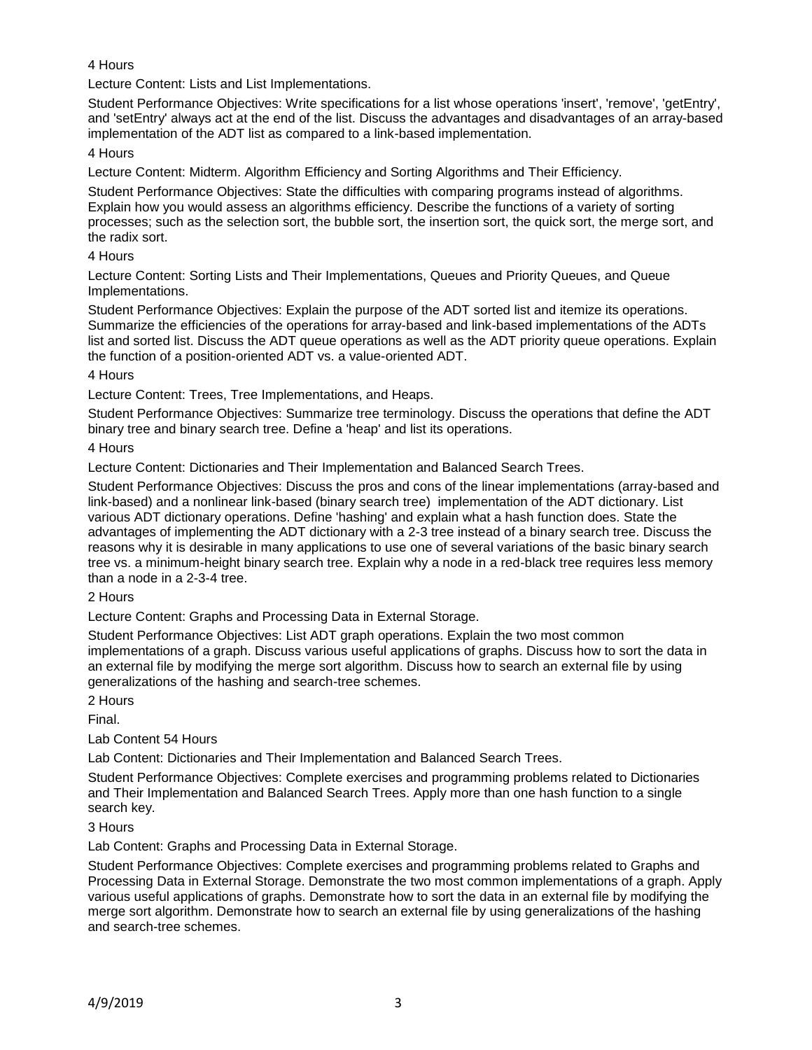4 Hours

Lecture Content: Lists and List Implementations.

Student Performance Objectives: Write specifications for a list whose operations 'insert', 'remove', 'getEntry', and 'setEntry' always act at the end of the list. Discuss the advantages and disadvantages of an array-based implementation of the ADT list as compared to a link-based implementation.

4 Hours

Lecture Content: Midterm. Algorithm Efficiency and Sorting Algorithms and Their Efficiency.

Student Performance Objectives: State the difficulties with comparing programs instead of algorithms. Explain how you would assess an algorithms efficiency. Describe the functions of a variety of sorting processes; such as the selection sort, the bubble sort, the insertion sort, the quick sort, the merge sort, and the radix sort.

4 Hours

Lecture Content: Sorting Lists and Their Implementations, Queues and Priority Queues, and Queue Implementations.

Student Performance Objectives: Explain the purpose of the ADT sorted list and itemize its operations. Summarize the efficiencies of the operations for array-based and link-based implementations of the ADTs list and sorted list. Discuss the ADT queue operations as well as the ADT priority queue operations. Explain the function of a position-oriented ADT vs. a value-oriented ADT.

4 Hours

Lecture Content: Trees, Tree Implementations, and Heaps.

Student Performance Objectives: Summarize tree terminology. Discuss the operations that define the ADT binary tree and binary search tree. Define a 'heap' and list its operations.

4 Hours

Lecture Content: Dictionaries and Their Implementation and Balanced Search Trees.

Student Performance Objectives: Discuss the pros and cons of the linear implementations (array-based and link-based) and a nonlinear link-based (binary search tree) implementation of the ADT dictionary. List various ADT dictionary operations. Define 'hashing' and explain what a hash function does. State the advantages of implementing the ADT dictionary with a 2-3 tree instead of a binary search tree. Discuss the reasons why it is desirable in many applications to use one of several variations of the basic binary search tree vs. a minimum-height binary search tree. Explain why a node in a red-black tree requires less memory than a node in a 2-3-4 tree.

2 Hours

Lecture Content: Graphs and Processing Data in External Storage.

Student Performance Objectives: List ADT graph operations. Explain the two most common implementations of a graph. Discuss various useful applications of graphs. Discuss how to sort the data in an external file by modifying the merge sort algorithm. Discuss how to search an external file by using generalizations of the hashing and search-tree schemes.

2 Hours

Final.

Lab Content 54 Hours

Lab Content: Dictionaries and Their Implementation and Balanced Search Trees.

Student Performance Objectives: Complete exercises and programming problems related to Dictionaries and Their Implementation and Balanced Search Trees. Apply more than one hash function to a single search key.

3 Hours

Lab Content: Graphs and Processing Data in External Storage.

Student Performance Objectives: Complete exercises and programming problems related to Graphs and Processing Data in External Storage. Demonstrate the two most common implementations of a graph. Apply various useful applications of graphs. Demonstrate how to sort the data in an external file by modifying the merge sort algorithm. Demonstrate how to search an external file by using generalizations of the hashing and search-tree schemes.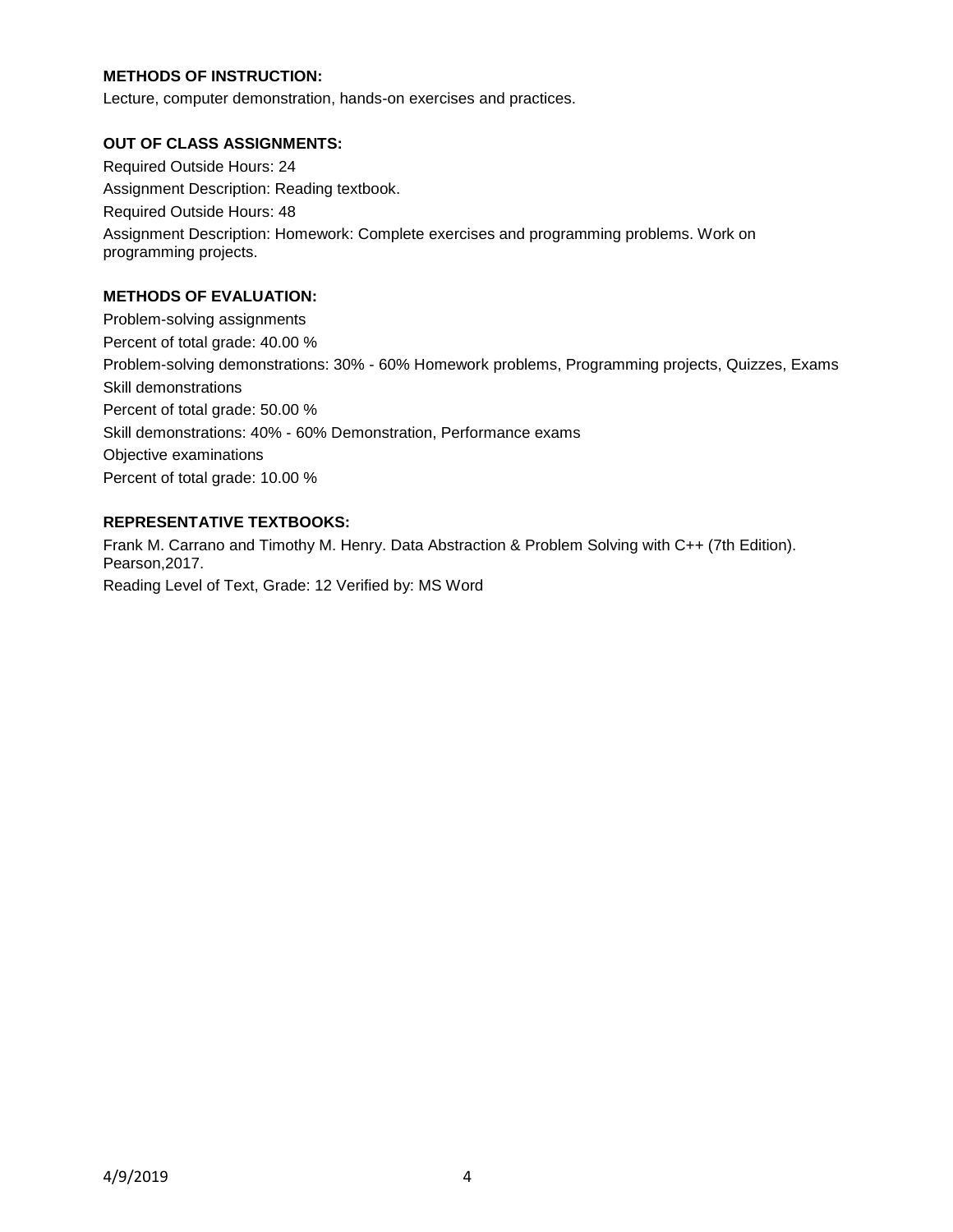**METHODS OF INSTRUCTION:**

Lecture, computer demonstration, hands-on exercises and practices.

**OUT OF CLASS ASSIGNMENTS:**

Required Outside Hours: 24

Assignment Description: Reading textbook.

Required Outside Hours: 48

Assignment Description: Homework: Complete exercises and programming problems. Work on programming projects.

**METHODS OF EVALUATION:**

Problem-solving assignments

Percent of total grade: 40.00 %

Problem-solving demonstrations: 30% - 60% Homework problems, Programming projects, Quizzes, Exams

Skill demonstrations

Percent of total grade: 50.00 %

Skill demonstrations: 40% - 60% Demonstration, Performance exams

Objective examinations

Percent of total grade: 10.00 %

**REPRESENTATIVE TEXTBOOKS:**

Frank M. Carrano and Timothy M. Henry. Data Abstraction & Problem Solving with C++ (7th Edition). Pearson,2017.

Reading Level of Text, Grade: 12 Verified by: MS Word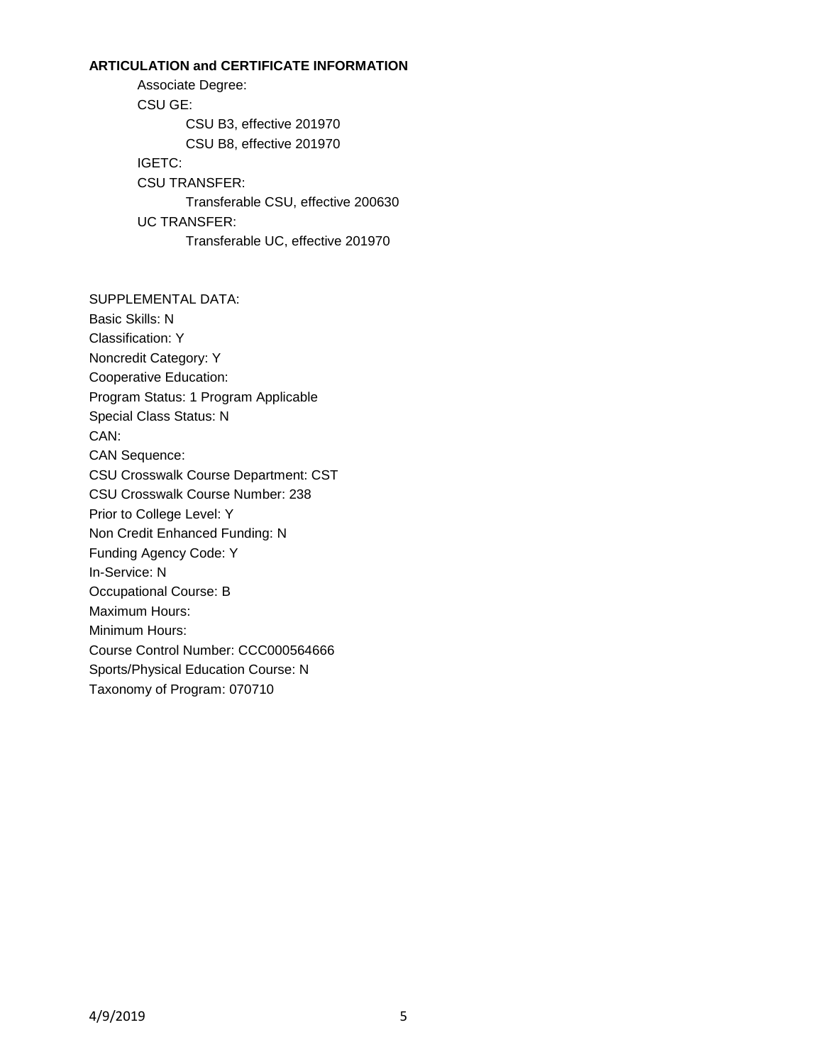**ARTICULATION and CERTIFICATE INFORMATION**

Associate Degree:

CSU GE:

- CSU B3, effective 201970
- CSU B8, effective 201970

IGETC:

CSU TRANSFER:

- Transferable CSU, effective 200630

UC TRANSFER:

- Transferable UC, effective 201970

SUPPLEMENTAL DATA:

Basic Skills: N

Classification: Y

Noncredit Category: Y

Cooperative Education:

Program Status: 1 Program Applicable

Special Class Status: N

CAN:

CAN Sequence:

CSU Crosswalk Course Department: CST

CSU Crosswalk Course Number: 238

Prior to College Level: Y

Non Credit Enhanced Funding: N

Funding Agency Code: Y

In-Service: N

Occupational Course: B

Maximum Hours:

Minimum Hours:

Course Control Number: CCC000564666

Sports/Physical Education Course: N

Taxonomy of Program: 070710